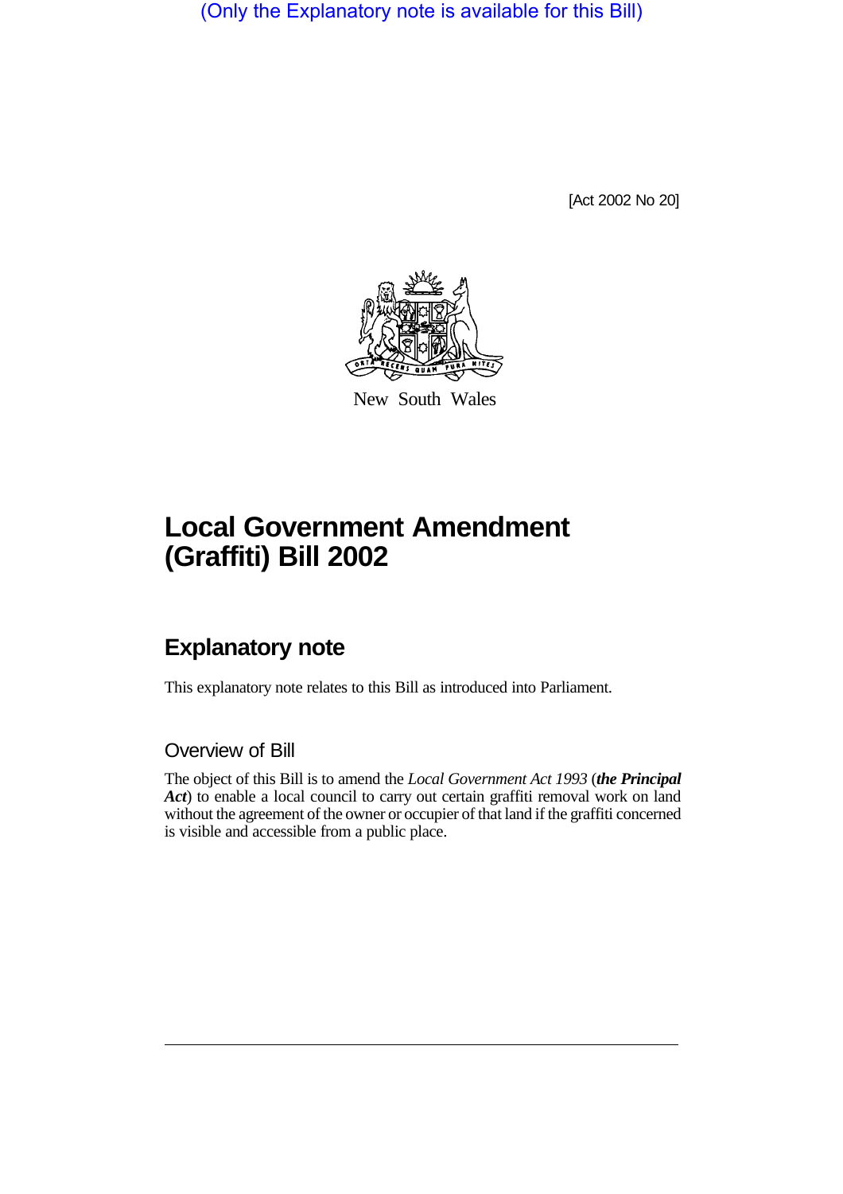(Only the Explanatory note is available for this Bill)

[Act 2002 No 20]

New South Wales

# Local Government Amendment (Graffiti) Bill 2002

## Explanatory note

This explanatory note relates to this Bill as introduced into Parliament.

### Overview of Bill

The object of this Bill is to amend the *Local Government Act 1993* (***the Principal Act***) to enable a local council to carry out certain graffiti removal work on land without the agreement of the owner or occupier of that land if the graffiti concerned is visible and accessible from a public place.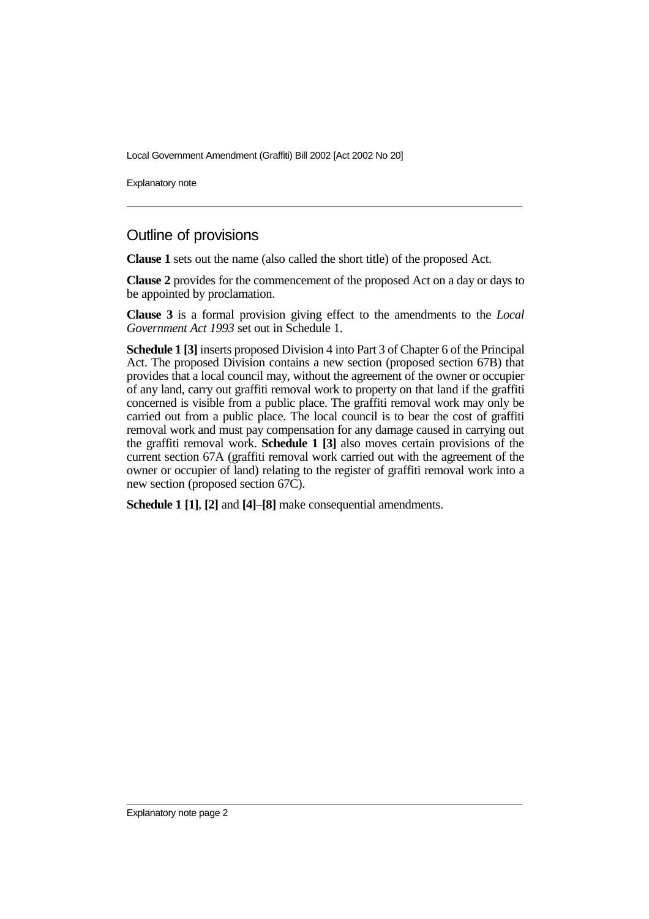## Outline of provisions

**Clause 1** sets out the name (also called the short title) of the proposed Act.

**Clause 2** provides for the commencement of the proposed Act on a day or days to be appointed by proclamation.

**Clause 3** is a formal provision giving effect to the amendments to the *Local Government Act 1993* set out in Schedule 1.

**Schedule 1 [3]** inserts proposed Division 4 into Part 3 of Chapter 6 of the Principal Act. The proposed Division contains a new section (proposed section 67B) that provides that a local council may, without the agreement of the owner or occupier of any land, carry out graffiti removal work to property on that land if the graffiti concerned is visible from a public place. The graffiti removal work may only be carried out from a public place. The local council is to bear the cost of graffiti removal work and must pay compensation for any damage caused in carrying out the graffiti removal work. **Schedule 1 [3]** also moves certain provisions of the current section 67A (graffiti removal work carried out with the agreement of the owner or occupier of land) relating to the register of graffiti removal work into a new section (proposed section 67C).

**Schedule 1 [1]**, **[2]** and **[4]–[8]** make consequential amendments.